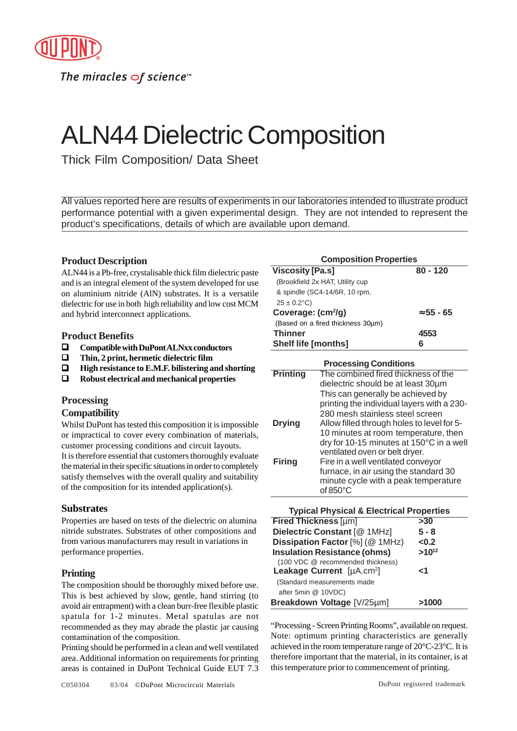# ALN44 Dielectric Composition

Thick Film Composition/ Data Sheet

All values reported here are results of experiments in our laboratories intended to illustrate product performance potential with a given experimental design. They are not intended to represent the product's specifications, details of which are available upon demand.

## Product Description

ALN44 is a Pb-free, crystalisable thick film dielectric paste and is an integral element of the system developed for use on aluminium nitride (AlN) substrates. It is a versatile dielectric for use in both high reliability and low cost MCM and hybrid interconnect applications.

## Product Benefits

- **Compatible with DuPont ALNxx conductors**
- **Thin, 2 print, hermetic dielectric film**
- **High resistance to E.M.F. bilistering and shorting**
- **Robust electrical and mechanical properties**

## Processing Compatibility

Whilst DuPont has tested this composition it is impossible or impractical to cover every combination of materials, customer processing conditions and circuit layouts.
It is therefore essential that customers thoroughly evaluate the material in their specific situations in order to completely satisfy themselves with the overall quality and suitability of the composition for its intended application(s).

## Substrates

Properties are based on tests of the dielectric on alumina nitride substrates. Substrates of other compositions and from various manufacturers may result in variations in performance properties.

## Printing

The composition should be thoroughly mixed before use. This is best achieved by slow, gentle, hand stirring (to avoid air entrapment) with a clean burr-free flexible plastic spatula for 1-2 minutes. Metal spatulas are not recommended as they may abrade the plastic jar causing contamination of the composition.
Printing should be performed in a clean and well ventilated area. Additional information on requirements for printing areas is contained in DuPont Technical Guide EUT 7.3 "Processing - Screen Printing Rooms", available on request.
Note: optimum printing characteristics are generally achieved in the room temperature range of 20°C-23°C. It is therefore important that the material, in its container, is at this temperature prior to commencement of printing.

### Composition Properties

| Property | Value |
|---|---|
| **Viscosity [Pa.s]** (Brookfield 2x HAT, Utility cup & spindle (SC4-14/6R, 10 rpm, 25 ± 0.2°C) | **80 - 120** |
| **Coverage: (cm²/g)** (Based on a fired thickness 30µm) | **≈55 - 65** |
| **Thinner** | **4553** |
| **Shelf life [months]** | **6** |

### Processing Conditions

| | |
|---|---|
| **Printing** | The combined fired thickness of the dielectric should be at least 30µm This can generally be achieved by printing the individual layers with a 230-280 mesh stainless steel screen |
| **Drying** | Allow filled through holes to level for 5-10 minutes at room temperature, then dry for 10-15 minutes at 150°C in a well ventilated oven or belt dryer. |
| **Firing** | Fire in a well ventilated conveyor furnace, in air using the standard 30 minute cycle with a peak temperature of 850°C |

### Typical Physical & Electrical Properties

| Property | Value |
|---|---|
| **Fired Thickness** [µm] | **>30** |
| **Dielectric Constant** [@ 1MHz] | **5 - 8** |
| **Dissipation Factor** [%] (@ 1MHz) | **<0.2** |
| **Insulation Resistance (ohms)** (100 VDC @ recommended thickness) | **>$10^{12}$** |
| **Leakage Current** [µA.cm²] (Standard measurements made after 5min @ 10VDC) | **<1** |
| **Breakdown Voltage** [V/25µm] | **>1000** |

C050304 03/04 ©DuPont Microcircuit Materials

DuPont registered trademark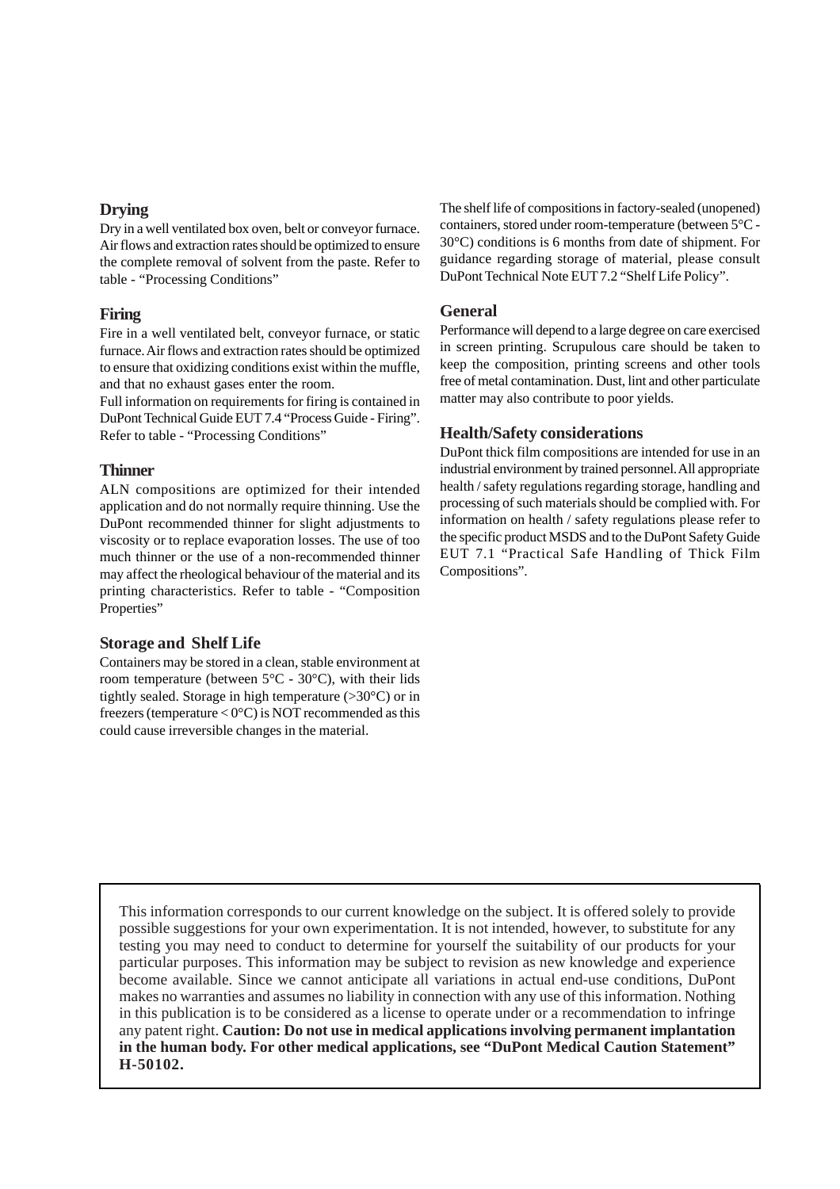## Drying

Dry in a well ventilated box oven, belt or conveyor furnace. Air flows and extraction rates should be optimized to ensure the complete removal of solvent from the paste. Refer to table - "Processing Conditions"

## Firing

Fire in a well ventilated belt, conveyor furnace, or static furnace. Air flows and extraction rates should be optimized to ensure that oxidizing conditions exist within the muffle, and that no exhaust gases enter the room.

Full information on requirements for firing is contained in DuPont Technical Guide EUT 7.4 "Process Guide - Firing". Refer to table - "Processing Conditions"

## Thinner

ALN compositions are optimized for their intended application and do not normally require thinning. Use the DuPont recommended thinner for slight adjustments to viscosity or to replace evaporation losses. The use of too much thinner or the use of a non-recommended thinner may affect the rheological behaviour of the material and its printing characteristics. Refer to table - "Composition Properties"

## Storage and Shelf Life

Containers may be stored in a clean, stable environment at room temperature (between 5°C - 30°C), with their lids tightly sealed. Storage in high temperature (>30°C) or in freezers (temperature < 0°C) is NOT recommended as this could cause irreversible changes in the material.

The shelf life of compositions in factory-sealed (unopened) containers, stored under room-temperature (between 5°C - 30°C) conditions is 6 months from date of shipment. For guidance regarding storage of material, please consult DuPont Technical Note EUT 7.2 "Shelf Life Policy".

## General

Performance will depend to a large degree on care exercised in screen printing. Scrupulous care should be taken to keep the composition, printing screens and other tools free of metal contamination. Dust, lint and other particulate matter may also contribute to poor yields.

## Health/Safety considerations

DuPont thick film compositions are intended for use in an industrial environment by trained personnel. All appropriate health / safety regulations regarding storage, handling and processing of such materials should be complied with. For information on health / safety regulations please refer to the specific product MSDS and to the DuPont Safety Guide EUT 7.1 "Practical Safe Handling of Thick Film Compositions".

This information corresponds to our current knowledge on the subject. It is offered solely to provide possible suggestions for your own experimentation. It is not intended, however, to substitute for any testing you may need to conduct to determine for yourself the suitability of our products for your particular purposes. This information may be subject to revision as new knowledge and experience become available. Since we cannot anticipate all variations in actual end-use conditions, DuPont makes no warranties and assumes no liability in connection with any use of this information. Nothing in this publication is to be considered as a license to operate under or a recommendation to infringe any patent right. **Caution: Do not use in medical applications involving permanent implantation in the human body. For other medical applications, see "DuPont Medical Caution Statement" H-50102.**